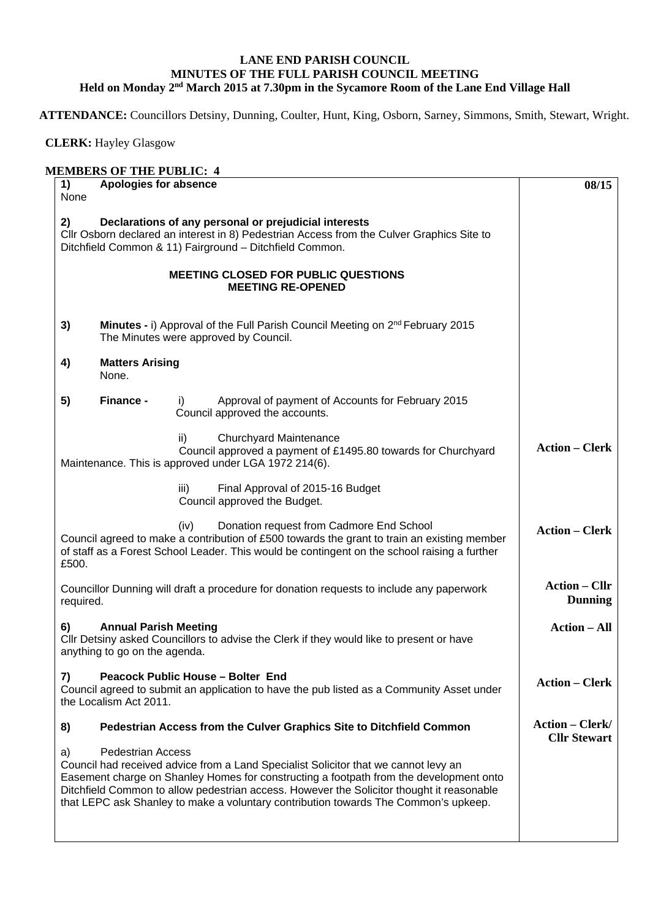# LANE END PARISH COUNCIL
## MINUTES OF THE FULL PARISH COUNCIL MEETING
### Held on Monday 2nd March 2015 at 7.30pm in the Sycamore Room of the Lane End Village Hall

**ATTENDANCE:** Councillors Detsiny, Dunning, Coulter, Hunt, King, Osborn, Sarney, Simmons, Smith, Stewart, Wright.

**CLERK:** Hayley Glasgow

**MEMBERS OF THE PUBLIC: 4**

| | |
|---|---|
| **1) Apologies for absence**<br>None | **08/15** |
| **2) Declarations of any personal or prejudicial interests**<br>Cllr Osborn declared an interest in 8) Pedestrian Access from the Culver Graphics Site to Ditchfield Common & 11) Fairground – Ditchfield Common. | |
| **MEETING CLOSED FOR PUBLIC QUESTIONS**<br>**MEETING RE-OPENED** | |
| **3) Minutes -** i) Approval of the Full Parish Council Meeting on 2nd February 2015<br>The Minutes were approved by Council. | |
| **4) Matters Arising**<br>None. | |
| **5) Finance -** i) Approval of payment of Accounts for February 2015<br>Council approved the accounts. | |
| ii) Churchyard Maintenance<br>Council approved a payment of £1495.80 towards for Churchyard Maintenance. This is approved under LGA 1972 214(6). | **Action – Clerk** |
| iii) Final Approval of 2015-16 Budget<br>Council approved the Budget. | |
| (iv) Donation request from Cadmore End School<br>Council agreed to make a contribution of £500 towards the grant to train an existing member of staff as a Forest School Leader. This would be contingent on the school raising a further £500. | **Action – Clerk** |
| Councillor Dunning will draft a procedure for donation requests to include any paperwork required. | **Action – Cllr Dunning** |
| **6) Annual Parish Meeting**<br>Cllr Detsiny asked Councillors to advise the Clerk if they would like to present or have anything to go on the agenda. | **Action – All** |
| **7) Peacock Public House – Bolter End**<br>Council agreed to submit an application to have the pub listed as a Community Asset under the Localism Act 2011. | **Action – Clerk** |
| **8) Pedestrian Access from the Culver Graphics Site to Ditchfield Common** | **Action – Clerk/ Cllr Stewart** |
| a) Pedestrian Access<br>Council had received advice from a Land Specialist Solicitor that we cannot levy an Easement charge on Shanley Homes for constructing a footpath from the development onto Ditchfield Common to allow pedestrian access. However the Solicitor thought it reasonable that LEPC ask Shanley to make a voluntary contribution towards The Common's upkeep. | |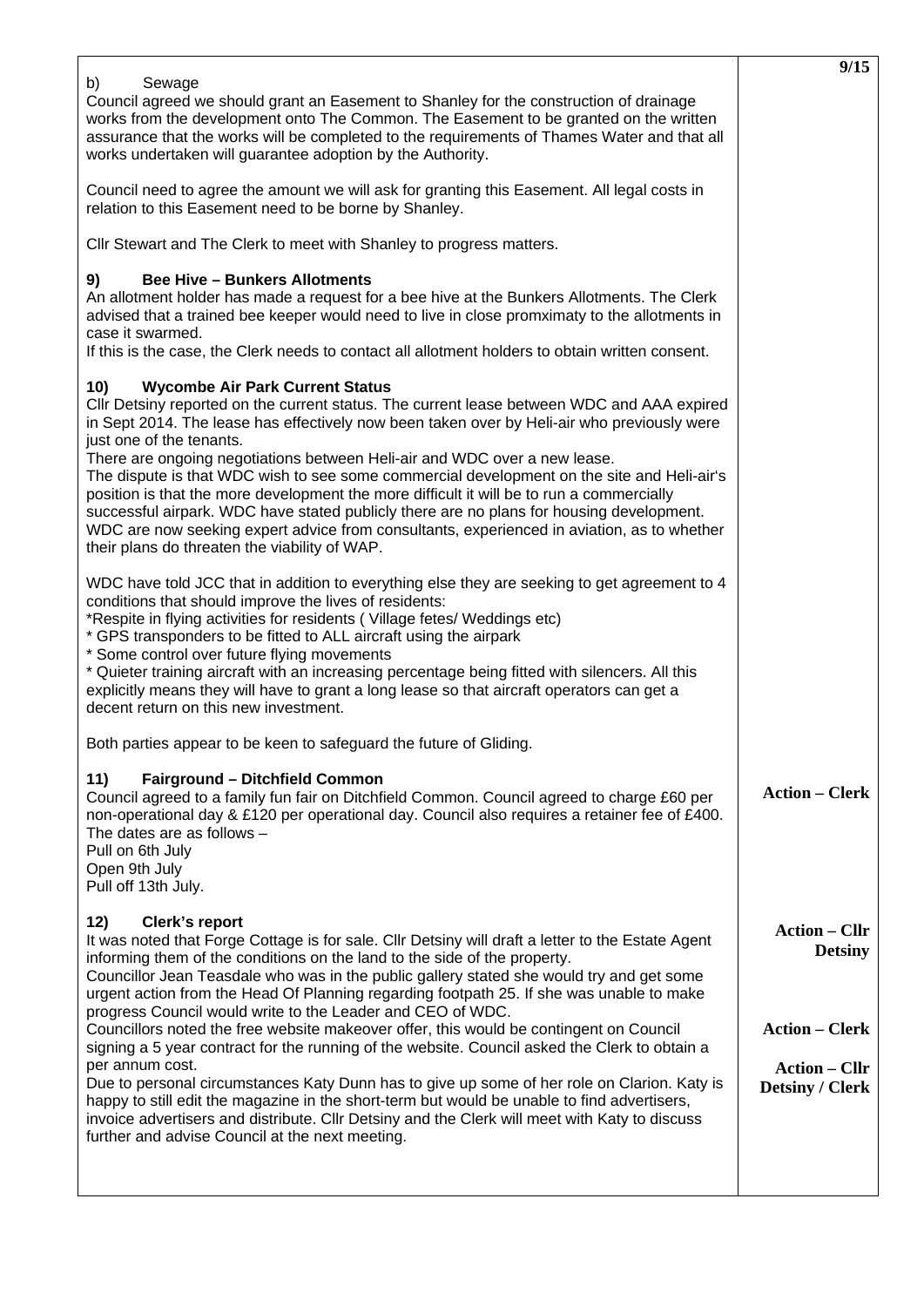b) Sewage

Council agreed we should grant an Easement to Shanley for the construction of drainage works from the development onto The Common. The Easement to be granted on the written assurance that the works will be completed to the requirements of Thames Water and that all works undertaken will guarantee adoption by the Authority.

Council need to agree the amount we will ask for granting this Easement. All legal costs in relation to this Easement need to be borne by Shanley.

Cllr Stewart and The Clerk to meet with Shanley to progress matters.

**9) Bee Hive – Bunkers Allotments**

An allotment holder has made a request for a bee hive at the Bunkers Allotments. The Clerk advised that a trained bee keeper would need to live in close promximaty to the allotments in case it swarmed.
If this is the case, the Clerk needs to contact all allotment holders to obtain written consent.

**10) Wycombe Air Park Current Status**

Cllr Detsiny reported on the current status. The current lease between WDC and AAA expired in Sept 2014. The lease has effectively now been taken over by Heli-air who previously were just one of the tenants.
There are ongoing negotiations between Heli-air and WDC over a new lease.
The dispute is that WDC wish to see some commercial development on the site and Heli-air's position is that the more development the more difficult it will be to run a commercially successful airpark. WDC have stated publicly there are no plans for housing development. WDC are now seeking expert advice from consultants, experienced in aviation, as to whether their plans do threaten the viability of WAP.

WDC have told JCC that in addition to everything else they are seeking to get agreement to 4 conditions that should improve the lives of residents:
*Respite in flying activities for residents ( Village fetes/ Weddings etc)
* GPS transponders to be fitted to ALL aircraft using the airpark
* Some control over future flying movements
* Quieter training aircraft with an increasing percentage being fitted with silencers. All this explicitly means they will have to grant a long lease so that aircraft operators can get a decent return on this new investment.

Both parties appear to be keen to safeguard the future of Gliding.

**11) Fairground – Ditchfield Common**

Council agreed to a family fun fair on Ditchfield Common. Council agreed to charge £60 per non-operational day & £120 per operational day. Council also requires a retainer fee of £400. The dates are as follows –
Pull on 6th July
Open 9th July
Pull off 13th July.

**Action – Clerk**

**12) Clerk's report**

It was noted that Forge Cottage is for sale. Cllr Detsiny will draft a letter to the Estate Agent informing them of the conditions on the land to the side of the property.

**Action – Cllr Detsiny**

Councillor Jean Teasdale who was in the public gallery stated she would try and get some urgent action from the Head Of Planning regarding footpath 25. If she was unable to make progress Council would write to the Leader and CEO of WDC.
Councillors noted the free website makeover offer, this would be contingent on Council signing a 5 year contract for the running of the website. Council asked the Clerk to obtain a per annum cost.

**Action – Clerk**

Due to personal circumstances Katy Dunn has to give up some of her role on Clarion. Katy is happy to still edit the magazine in the short-term but would be unable to find advertisers, invoice advertisers and distribute. Cllr Detsiny and the Clerk will meet with Katy to discuss further and advise Council at the next meeting.

**Action – Cllr Detsiny / Clerk**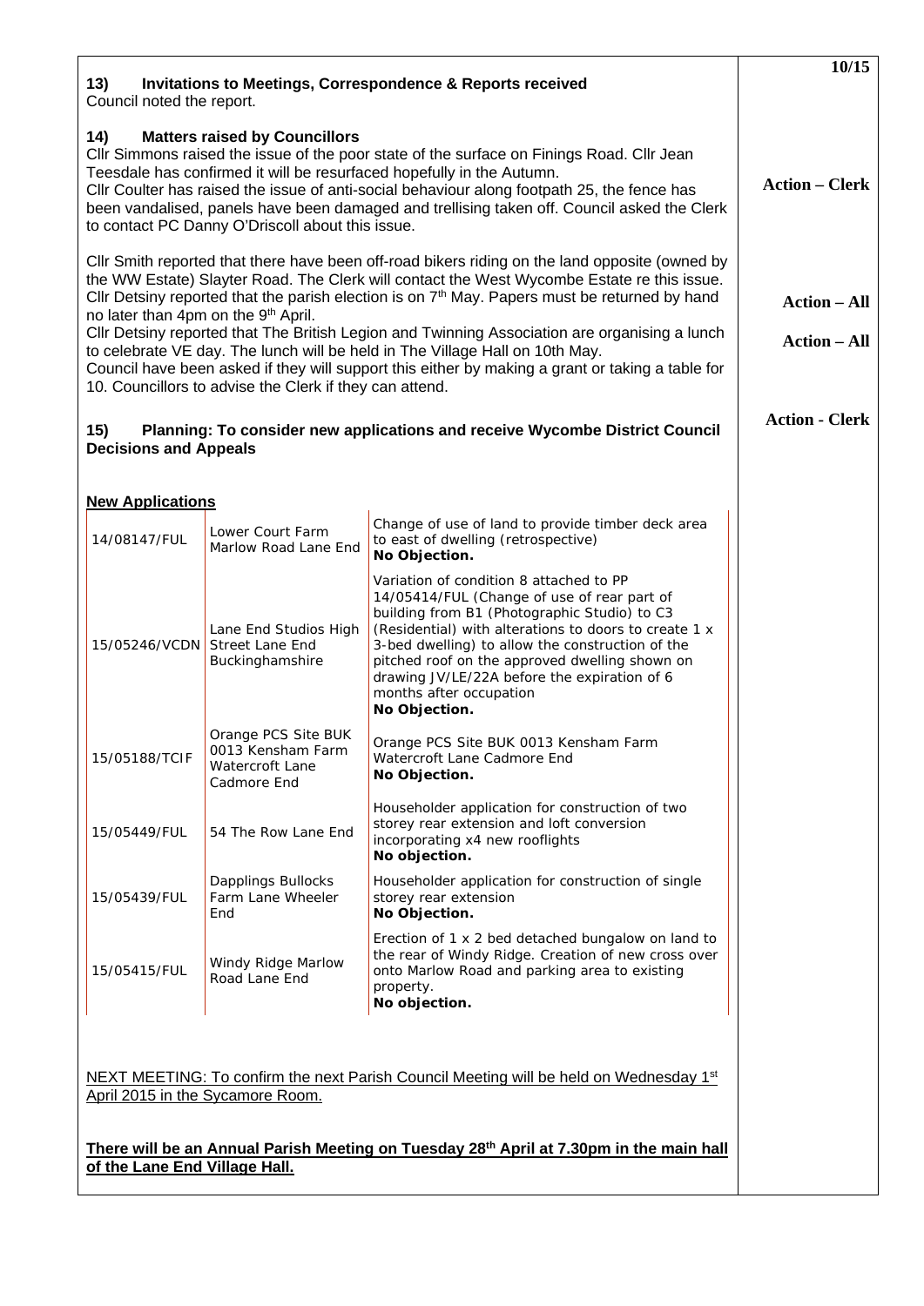## 13) Invitations to Meetings, Correspondence & Reports received

Council noted the report.

## 14) Matters raised by Councillors

Cllr Simmons raised the issue of the poor state of the surface on Finings Road. Cllr Jean Teesdale has confirmed it will be resurfaced hopefully in the Autumn.

Cllr Coulter has raised the issue of anti-social behaviour along footpath 25, the fence has been vandalised, panels have been damaged and trellising taken off. Council asked the Clerk to contact PC Danny O'Driscoll about this issue. **Action – Clerk**

Cllr Smith reported that there have been off-road bikers riding on the land opposite (owned by the WW Estate) Slayter Road. The Clerk will contact the West Wycombe Estate re this issue.

Cllr Detsiny reported that the parish election is on 7th May. Papers must be returned by hand no later than 4pm on the 9th April. **Action – All**

Cllr Detsiny reported that The British Legion and Twinning Association are organising a lunch to celebrate VE day. The lunch will be held in The Village Hall on 10th May.

Council have been asked if they will support this either by making a grant or taking a table for 10. Councillors to advise the Clerk if they can attend. **Action – All**

**Action - Clerk**

## 15) Planning: To consider new applications and receive Wycombe District Council Decisions and Appeals

**New Applications**

| Reference | Location | Description |
|---|---|---|
| 14/08147/FUL | Lower Court Farm Marlow Road Lane End | Change of use of land to provide timber deck area to east of dwelling (retrospective)<br>**No Objection.** |
| 15/05246/VCDN | Lane End Studios High Street Lane End Buckinghamshire | Variation of condition 8 attached to PP 14/05414/FUL (Change of use of rear part of building from B1 (Photographic Studio) to C3 (Residential) with alterations to doors to create 1 x 3-bed dwelling) to allow the construction of the pitched roof on the approved dwelling shown on drawing JV/LE/22A before the expiration of 6 months after occupation<br>**No Objection.** |
| 15/05188/TCIF | Orange PCS Site BUK 0013 Kensham Farm Watercroft Lane Cadmore End | Orange PCS Site BUK 0013 Kensham Farm Watercroft Lane Cadmore End<br>**No Objection.** |
| 15/05449/FUL | 54 The Row Lane End | Householder application for construction of two storey rear extension and loft conversion incorporating x4 new rooflights<br>**No objection.** |
| 15/05439/FUL | Dapplings Bullocks Farm Lane Wheeler End | Householder application for construction of single storey rear extension<br>**No Objection.** |
| 15/05415/FUL | Windy Ridge Marlow Road Lane End | Erection of 1 x 2 bed detached bungalow on land to the rear of Windy Ridge. Creation of new cross over onto Marlow Road and parking area to existing property.<br>**No objection.** |

NEXT MEETING: To confirm the next Parish Council Meeting will be held on Wednesday 1st April 2015 in the Sycamore Room.

**There will be an Annual Parish Meeting on Tuesday 28th April at 7.30pm in the main hall of the Lane End Village Hall.**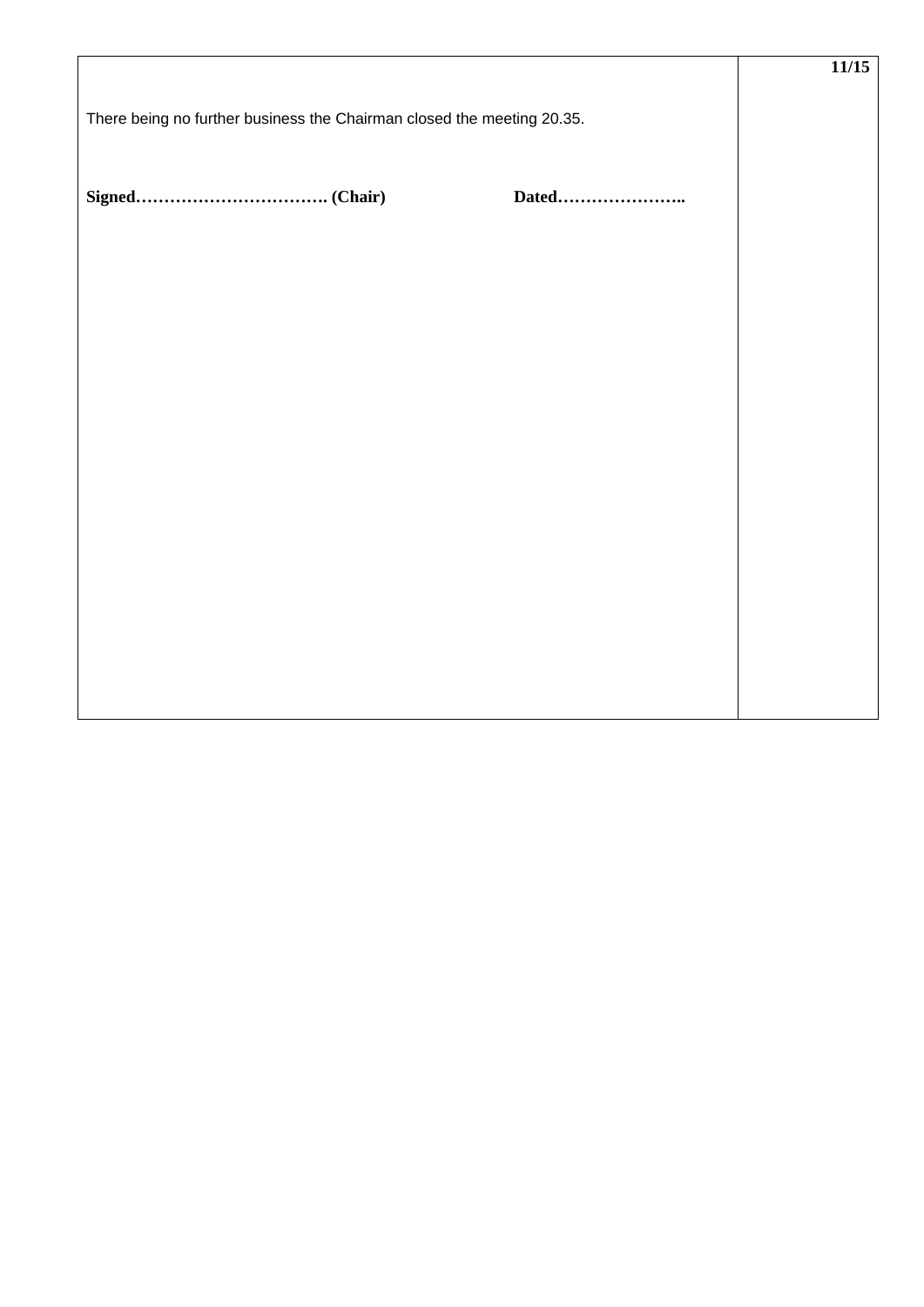There being no further business the Chairman closed the meeting 20.35.

**Signed……………………………. (Chair)** **Dated…………………..**